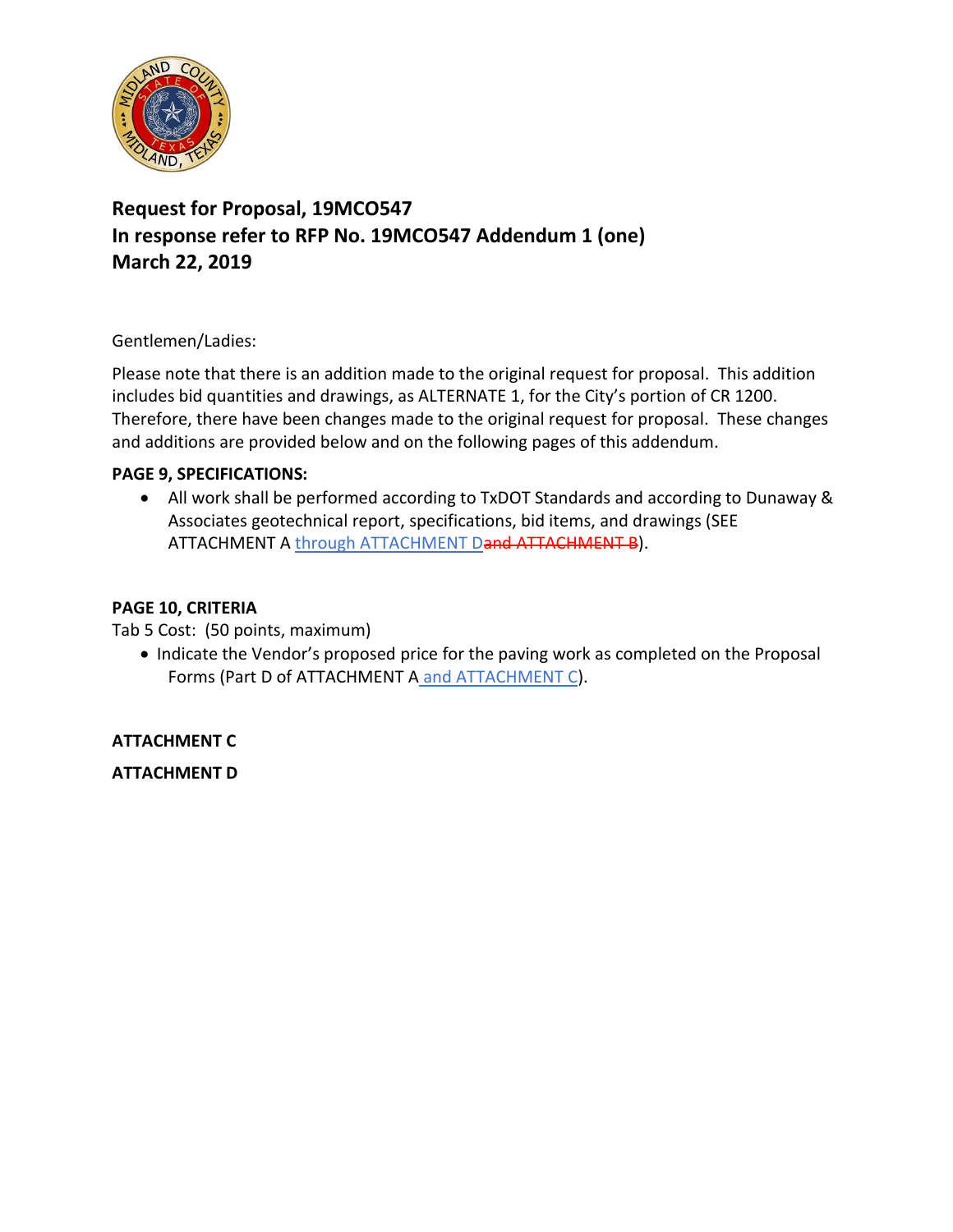**Request for Proposal, 19MCO547**
**In response refer to RFP No. 19MCO547 Addendum 1 (one)**
**March 22, 2019**

Gentlemen/Ladies:

Please note that there is an addition made to the original request for proposal. This addition includes bid quantities and drawings, as ALTERNATE 1, for the City's portion of CR 1200. Therefore, there have been changes made to the original request for proposal. These changes and additions are provided below and on the following pages of this addendum.

**PAGE 9, SPECIFICATIONS:**

- All work shall be performed according to TxDOT Standards and according to Dunaway & Associates geotechnical report, specifications, bid items, and drawings (SEE ATTACHMENT A through ATTACHMENT D~~and ATTACHMENT B~~).

**PAGE 10, CRITERIA**

Tab 5 Cost: (50 points, maximum)

- Indicate the Vendor's proposed price for the paving work as completed on the Proposal Forms (Part D of ATTACHMENT A and ATTACHMENT C).

**ATTACHMENT C**

**ATTACHMENT D**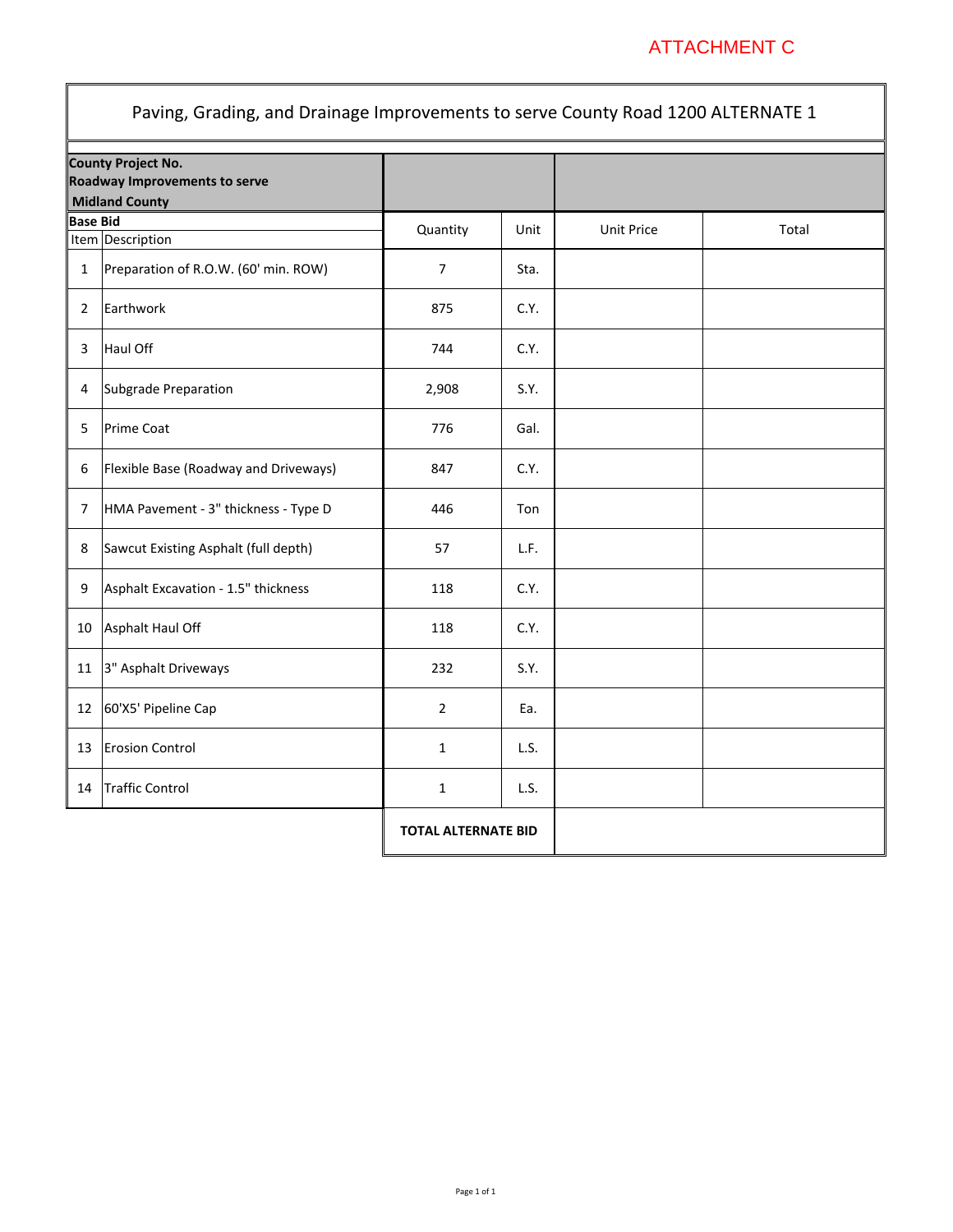ATTACHMENT C

# Paving, Grading, and Drainage Improvements to serve County Road 1200 ALTERNATE 1

| **County Project No. Roadway Improvements to serve Midland County** | | | | | |
|---|---|---|---|---|---|
| **Base Bid** | | | | | |
| Item | Description | Quantity | Unit | Unit Price | Total |
| 1 | Preparation of R.O.W. (60' min. ROW) | 7 | Sta. | | |
| 2 | Earthwork | 875 | C.Y. | | |
| 3 | Haul Off | 744 | C.Y. | | |
| 4 | Subgrade Preparation | 2,908 | S.Y. | | |
| 5 | Prime Coat | 776 | Gal. | | |
| 6 | Flexible Base (Roadway and Driveways) | 847 | C.Y. | | |
| 7 | HMA Pavement - 3" thickness - Type D | 446 | Ton | | |
| 8 | Sawcut Existing Asphalt (full depth) | 57 | L.F. | | |
| 9 | Asphalt Excavation - 1.5" thickness | 118 | C.Y. | | |
| 10 | Asphalt Haul Off | 118 | C.Y. | | |
| 11 | 3" Asphalt Driveways | 232 | S.Y. | | |
| 12 | 60'X5' Pipeline Cap | 2 | Ea. | | |
| 13 | Erosion Control | 1 | L.S. | | |
| 14 | Traffic Control | 1 | L.S. | | |
| | | **TOTAL ALTERNATE BID** | | | |